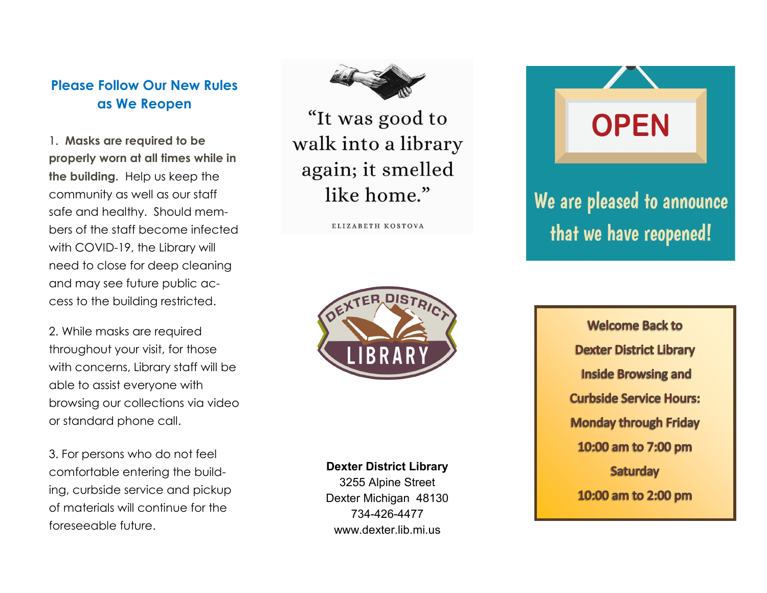## Please Follow Our New Rules as We Reopen

1. **Masks are required to be properly worn at all times while in the building.** Help us keep the community as well as our staff safe and healthy. Should members of the staff become infected with COVID-19, the Library will need to close for deep cleaning and may see future public access to the building restricted.

2. While masks are required throughout your visit, for those with concerns, Library staff will be able to assist everyone with browsing our collections via video or standard phone call.

3. For persons who do not feel comfortable entering the building, curbside service and pickup of materials will continue for the foreseeable future.

"It was good to walk into a library again; it smelled like home."

ELIZABETH KOSTOVA

DEXTER DISTRICT LIBRARY

**Dexter District Library**
3255 Alpine Street
Dexter Michigan 48130
734-426-4477
www.dexter.lib.mi.us

OPEN

We are pleased to announce that we have reopened!

**Welcome Back to Dexter District Library Inside Browsing and Curbside Service Hours:**

**Monday through Friday**
**10:00 am to 7:00 pm**

**Saturday**
**10:00 am to 2:00 pm**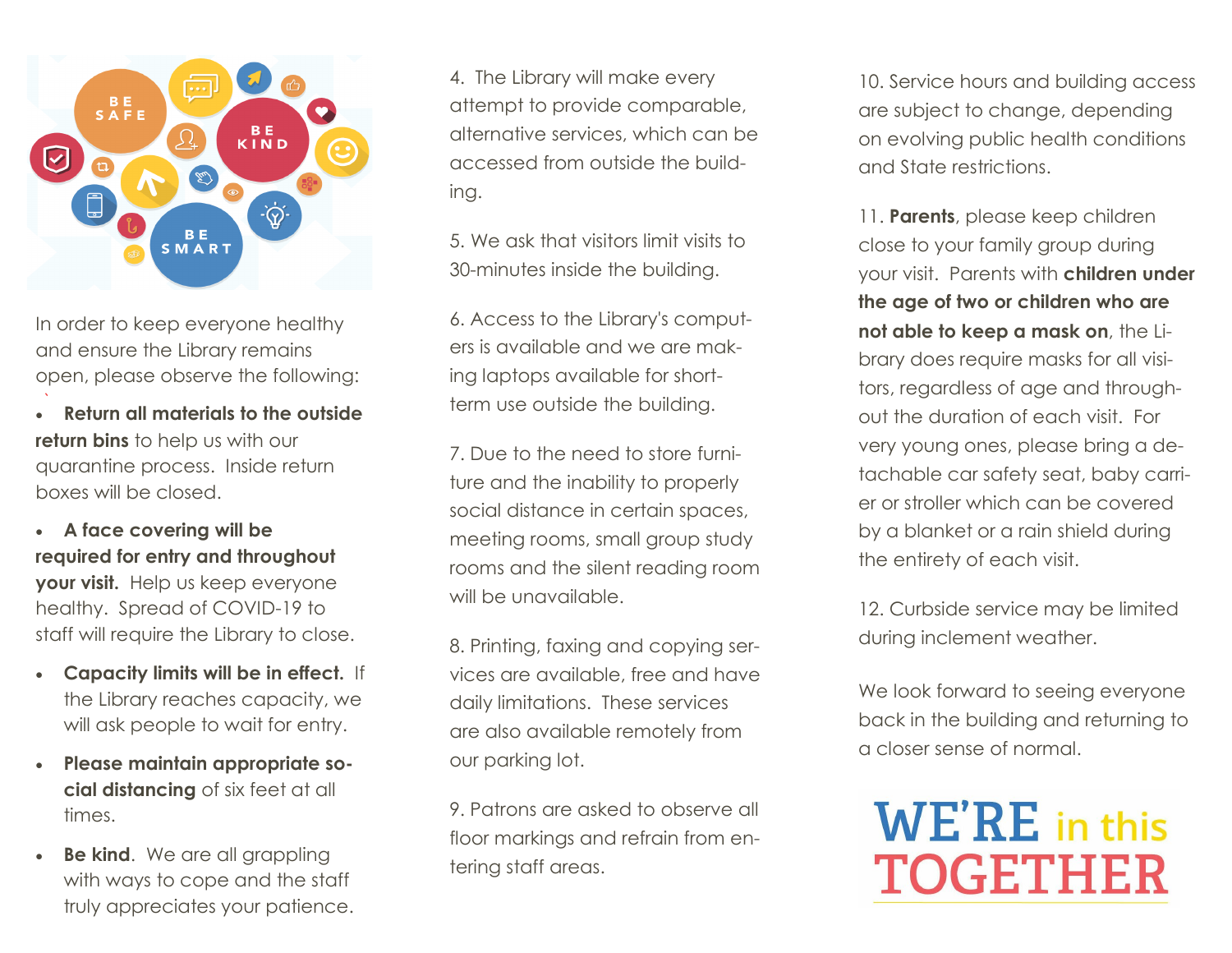In order to keep everyone healthy and ensure the Library remains open, please observe the following:

- **Return all materials to the outside return bins** to help us with our quarantine process. Inside return boxes will be closed.
- **A face covering will be required for entry and throughout your visit.** Help us keep everyone healthy. Spread of COVID-19 to staff will require the Library to close.
- **Capacity limits will be in effect.** If the Library reaches capacity, we will ask people to wait for entry.
- **Please maintain appropriate social distancing** of six feet at all times.
- **Be kind**. We are all grappling with ways to cope and the staff truly appreciates your patience.

4. The Library will make every attempt to provide comparable, alternative services, which can be accessed from outside the building.

5. We ask that visitors limit visits to 30-minutes inside the building.

6. Access to the Library's computers is available and we are making laptops available for short-term use outside the building.

7. Due to the need to store furniture and the inability to properly social distance in certain spaces, meeting rooms, small group study rooms and the silent reading room will be unavailable.

8. Printing, faxing and copying services are available, free and have daily limitations. These services are also available remotely from our parking lot.

9. Patrons are asked to observe all floor markings and refrain from entering staff areas.

10. Service hours and building access are subject to change, depending on evolving public health conditions and State restrictions.

11. **Parents**, please keep children close to your family group during your visit. Parents with **children under the age of two or children who are not able to keep a mask on**, the Library does require masks for all visitors, regardless of age and throughout the duration of each visit. For very young ones, please bring a detachable car safety seat, baby carrier or stroller which can be covered by a blanket or a rain shield during the entirety of each visit.

12. Curbside service may be limited during inclement weather.

We look forward to seeing everyone back in the building and returning to a closer sense of normal.

WE'RE in this TOGETHER